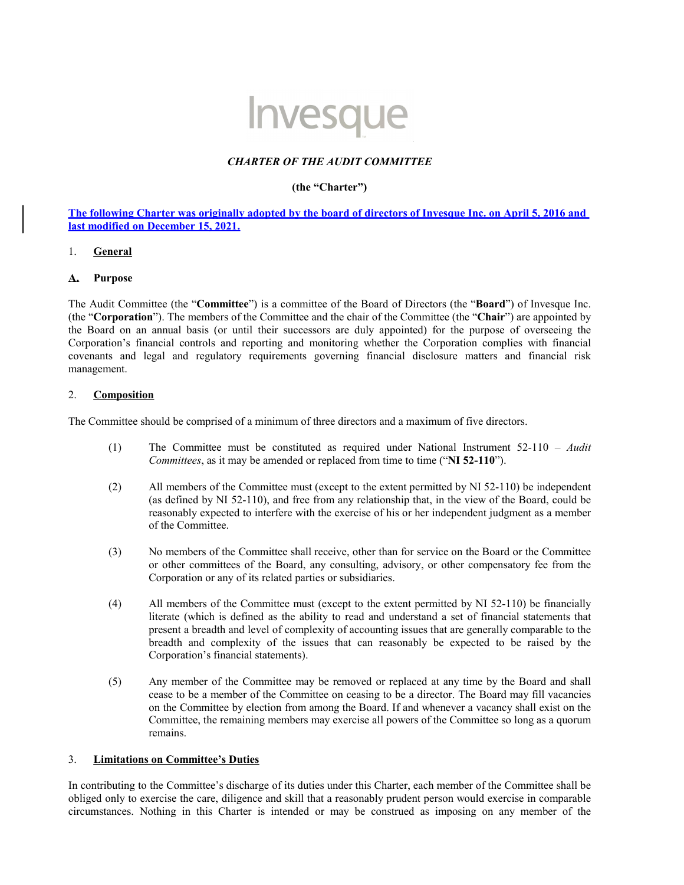Invesque

***CHARTER OF THE AUDIT COMMITTEE***

**(the "Charter")**

**The following Charter was originally adopted by the board of directors of Invesque Inc. on April 5, 2016 and last modified on December 15, 2021.**

## 1. General

### A. Purpose

The Audit Committee (the "**Committee**") is a committee of the Board of Directors (the "**Board**") of Invesque Inc. (the "**Corporation**"). The members of the Committee and the chair of the Committee (the "**Chair**") are appointed by the Board on an annual basis (or until their successors are duly appointed) for the purpose of overseeing the Corporation's financial controls and reporting and monitoring whether the Corporation complies with financial covenants and legal and regulatory requirements governing financial disclosure matters and financial risk management.

## 2. Composition

The Committee should be comprised of a minimum of three directors and a maximum of five directors.

(1) The Committee must be constituted as required under National Instrument 52-110 – *Audit Committees*, as it may be amended or replaced from time to time ("**NI 52-110**").

(2) All members of the Committee must (except to the extent permitted by NI 52-110) be independent (as defined by NI 52-110), and free from any relationship that, in the view of the Board, could be reasonably expected to interfere with the exercise of his or her independent judgment as a member of the Committee.

(3) No members of the Committee shall receive, other than for service on the Board or the Committee or other committees of the Board, any consulting, advisory, or other compensatory fee from the Corporation or any of its related parties or subsidiaries.

(4) All members of the Committee must (except to the extent permitted by NI 52-110) be financially literate (which is defined as the ability to read and understand a set of financial statements that present a breadth and level of complexity of accounting issues that are generally comparable to the breadth and complexity of the issues that can reasonably be expected to be raised by the Corporation's financial statements).

(5) Any member of the Committee may be removed or replaced at any time by the Board and shall cease to be a member of the Committee on ceasing to be a director. The Board may fill vacancies on the Committee by election from among the Board. If and whenever a vacancy shall exist on the Committee, the remaining members may exercise all powers of the Committee so long as a quorum remains.

## 3. Limitations on Committee's Duties

In contributing to the Committee's discharge of its duties under this Charter, each member of the Committee shall be obliged only to exercise the care, diligence and skill that a reasonably prudent person would exercise in comparable circumstances. Nothing in this Charter is intended or may be construed as imposing on any member of the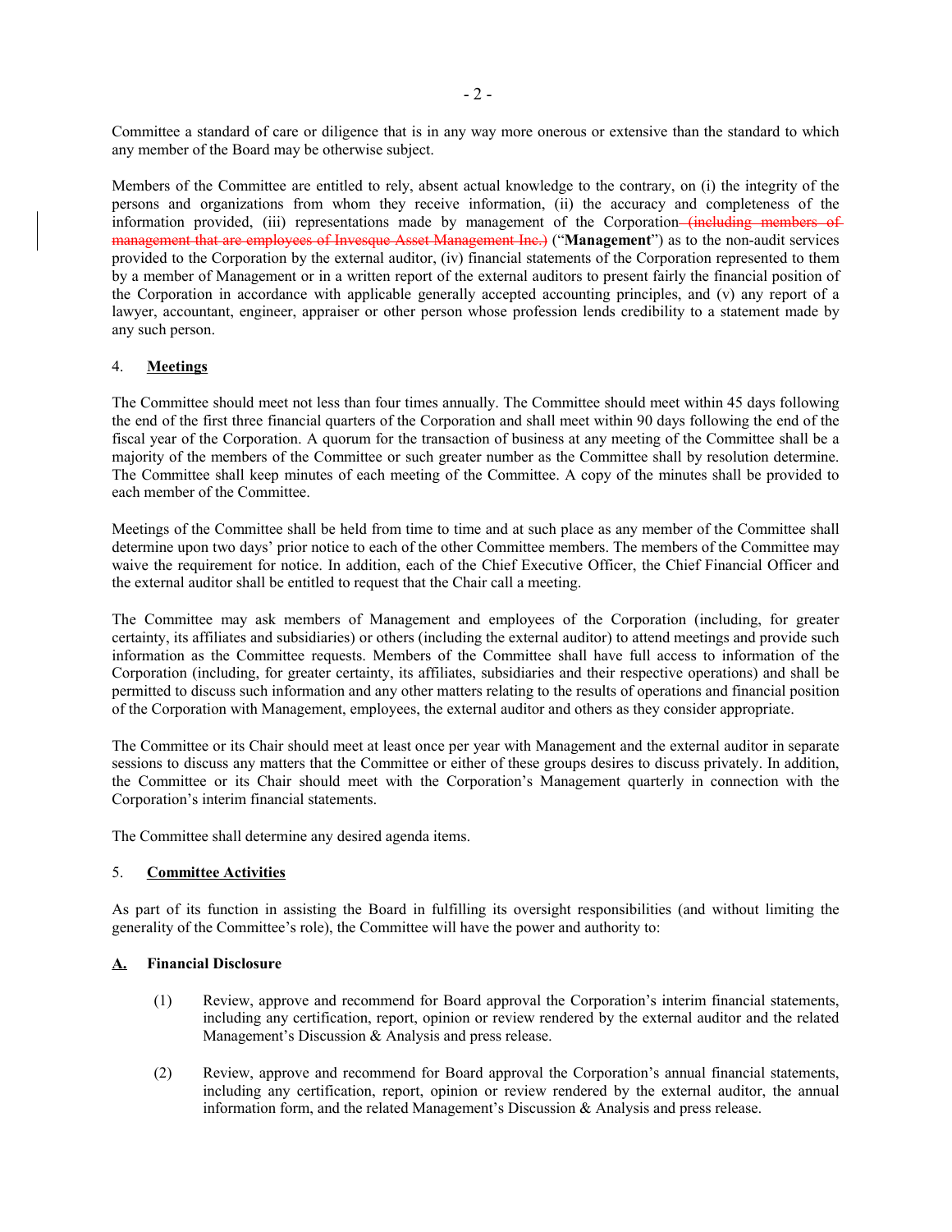Committee a standard of care or diligence that is in any way more onerous or extensive than the standard to which any member of the Board may be otherwise subject.

Members of the Committee are entitled to rely, absent actual knowledge to the contrary, on (i) the integrity of the persons and organizations from whom they receive information, (ii) the accuracy and completeness of the information provided, (iii) representations made by management of the Corporation ~~(including members of management that are employees of Invesque Asset Management Inc.)~~ ("**Management**") as to the non-audit services provided to the Corporation by the external auditor, (iv) financial statements of the Corporation represented to them by a member of Management or in a written report of the external auditors to present fairly the financial position of the Corporation in accordance with applicable generally accepted accounting principles, and (v) any report of a lawyer, accountant, engineer, appraiser or other person whose profession lends credibility to a statement made by any such person.

4. **Meetings**

The Committee should meet not less than four times annually. The Committee should meet within 45 days following the end of the first three financial quarters of the Corporation and shall meet within 90 days following the end of the fiscal year of the Corporation. A quorum for the transaction of business at any meeting of the Committee shall be a majority of the members of the Committee or such greater number as the Committee shall by resolution determine. The Committee shall keep minutes of each meeting of the Committee. A copy of the minutes shall be provided to each member of the Committee.

Meetings of the Committee shall be held from time to time and at such place as any member of the Committee shall determine upon two days' prior notice to each of the other Committee members. The members of the Committee may waive the requirement for notice. In addition, each of the Chief Executive Officer, the Chief Financial Officer and the external auditor shall be entitled to request that the Chair call a meeting.

The Committee may ask members of Management and employees of the Corporation (including, for greater certainty, its affiliates and subsidiaries) or others (including the external auditor) to attend meetings and provide such information as the Committee requests. Members of the Committee shall have full access to information of the Corporation (including, for greater certainty, its affiliates, subsidiaries and their respective operations) and shall be permitted to discuss such information and any other matters relating to the results of operations and financial position of the Corporation with Management, employees, the external auditor and others as they consider appropriate.

The Committee or its Chair should meet at least once per year with Management and the external auditor in separate sessions to discuss any matters that the Committee or either of these groups desires to discuss privately. In addition, the Committee or its Chair should meet with the Corporation's Management quarterly in connection with the Corporation's interim financial statements.

The Committee shall determine any desired agenda items.

5. **Committee Activities**

As part of its function in assisting the Board in fulfilling its oversight responsibilities (and without limiting the generality of the Committee's role), the Committee will have the power and authority to:

**A. Financial Disclosure**

(1) Review, approve and recommend for Board approval the Corporation's interim financial statements, including any certification, report, opinion or review rendered by the external auditor and the related Management's Discussion & Analysis and press release.

(2) Review, approve and recommend for Board approval the Corporation's annual financial statements, including any certification, report, opinion or review rendered by the external auditor, the annual information form, and the related Management's Discussion & Analysis and press release.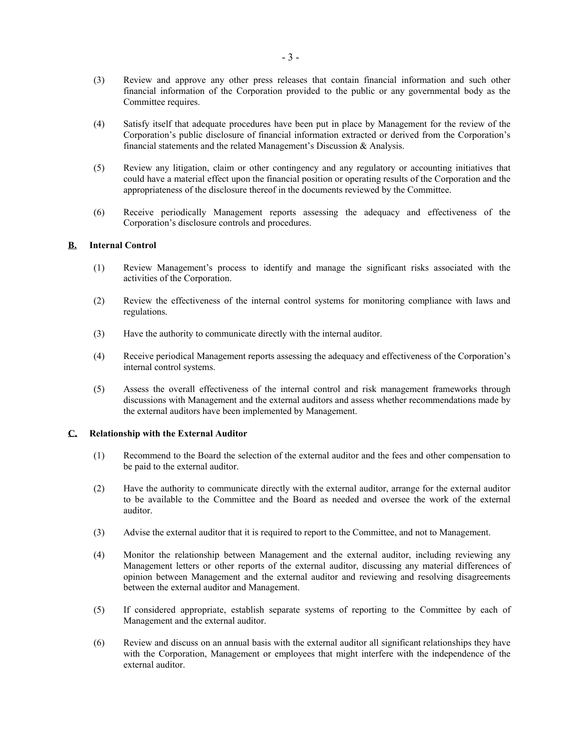(3) Review and approve any other press releases that contain financial information and such other financial information of the Corporation provided to the public or any governmental body as the Committee requires.

(4) Satisfy itself that adequate procedures have been put in place by Management for the review of the Corporation's public disclosure of financial information extracted or derived from the Corporation's financial statements and the related Management's Discussion & Analysis.

(5) Review any litigation, claim or other contingency and any regulatory or accounting initiatives that could have a material effect upon the financial position or operating results of the Corporation and the appropriateness of the disclosure thereof in the documents reviewed by the Committee.

(6) Receive periodically Management reports assessing the adequacy and effectiveness of the Corporation's disclosure controls and procedures.

**B. Internal Control**

(1) Review Management's process to identify and manage the significant risks associated with the activities of the Corporation.

(2) Review the effectiveness of the internal control systems for monitoring compliance with laws and regulations.

(3) Have the authority to communicate directly with the internal auditor.

(4) Receive periodical Management reports assessing the adequacy and effectiveness of the Corporation's internal control systems.

(5) Assess the overall effectiveness of the internal control and risk management frameworks through discussions with Management and the external auditors and assess whether recommendations made by the external auditors have been implemented by Management.

**C. Relationship with the External Auditor**

(1) Recommend to the Board the selection of the external auditor and the fees and other compensation to be paid to the external auditor.

(2) Have the authority to communicate directly with the external auditor, arrange for the external auditor to be available to the Committee and the Board as needed and oversee the work of the external auditor.

(3) Advise the external auditor that it is required to report to the Committee, and not to Management.

(4) Monitor the relationship between Management and the external auditor, including reviewing any Management letters or other reports of the external auditor, discussing any material differences of opinion between Management and the external auditor and reviewing and resolving disagreements between the external auditor and Management.

(5) If considered appropriate, establish separate systems of reporting to the Committee by each of Management and the external auditor.

(6) Review and discuss on an annual basis with the external auditor all significant relationships they have with the Corporation, Management or employees that might interfere with the independence of the external auditor.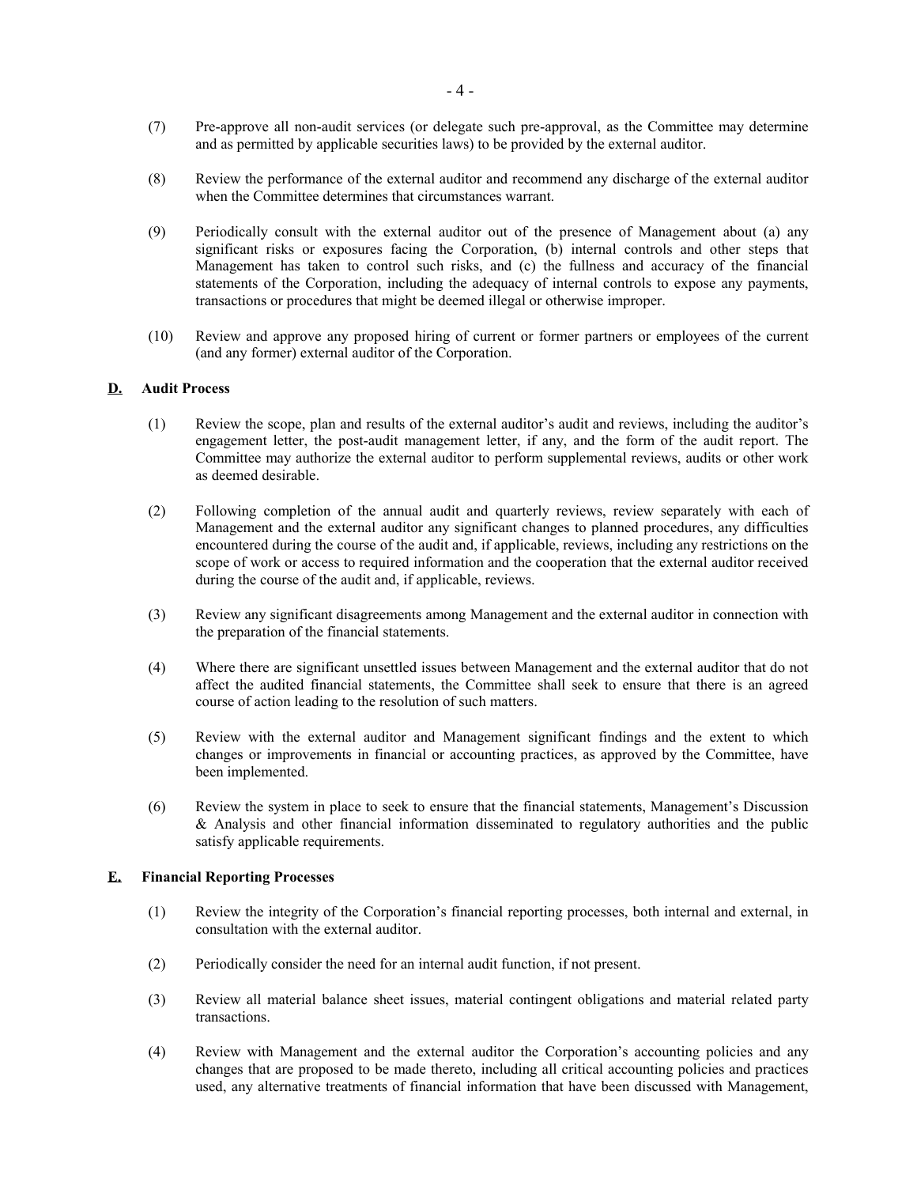(7) Pre-approve all non-audit services (or delegate such pre-approval, as the Committee may determine and as permitted by applicable securities laws) to be provided by the external auditor.

(8) Review the performance of the external auditor and recommend any discharge of the external auditor when the Committee determines that circumstances warrant.

(9) Periodically consult with the external auditor out of the presence of Management about (a) any significant risks or exposures facing the Corporation, (b) internal controls and other steps that Management has taken to control such risks, and (c) the fullness and accuracy of the financial statements of the Corporation, including the adequacy of internal controls to expose any payments, transactions or procedures that might be deemed illegal or otherwise improper.

(10) Review and approve any proposed hiring of current or former partners or employees of the current (and any former) external auditor of the Corporation.

**D. Audit Process**

(1) Review the scope, plan and results of the external auditor's audit and reviews, including the auditor's engagement letter, the post-audit management letter, if any, and the form of the audit report. The Committee may authorize the external auditor to perform supplemental reviews, audits or other work as deemed desirable.

(2) Following completion of the annual audit and quarterly reviews, review separately with each of Management and the external auditor any significant changes to planned procedures, any difficulties encountered during the course of the audit and, if applicable, reviews, including any restrictions on the scope of work or access to required information and the cooperation that the external auditor received during the course of the audit and, if applicable, reviews.

(3) Review any significant disagreements among Management and the external auditor in connection with the preparation of the financial statements.

(4) Where there are significant unsettled issues between Management and the external auditor that do not affect the audited financial statements, the Committee shall seek to ensure that there is an agreed course of action leading to the resolution of such matters.

(5) Review with the external auditor and Management significant findings and the extent to which changes or improvements in financial or accounting practices, as approved by the Committee, have been implemented.

(6) Review the system in place to seek to ensure that the financial statements, Management's Discussion & Analysis and other financial information disseminated to regulatory authorities and the public satisfy applicable requirements.

**E. Financial Reporting Processes**

(1) Review the integrity of the Corporation's financial reporting processes, both internal and external, in consultation with the external auditor.

(2) Periodically consider the need for an internal audit function, if not present.

(3) Review all material balance sheet issues, material contingent obligations and material related party transactions.

(4) Review with Management and the external auditor the Corporation's accounting policies and any changes that are proposed to be made thereto, including all critical accounting policies and practices used, any alternative treatments of financial information that have been discussed with Management,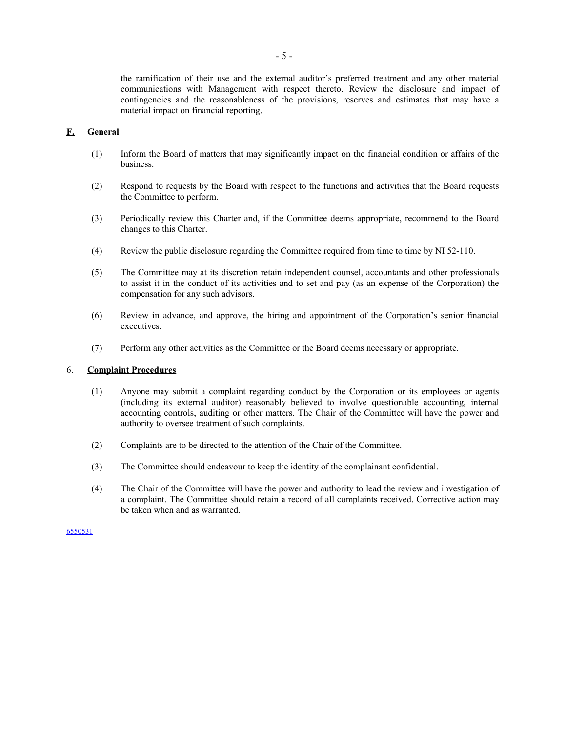the ramification of their use and the external auditor's preferred treatment and any other material communications with Management with respect thereto. Review the disclosure and impact of contingencies and the reasonableness of the provisions, reserves and estimates that may have a material impact on financial reporting.

**F. General**

(1) Inform the Board of matters that may significantly impact on the financial condition or affairs of the business.

(2) Respond to requests by the Board with respect to the functions and activities that the Board requests the Committee to perform.

(3) Periodically review this Charter and, if the Committee deems appropriate, recommend to the Board changes to this Charter.

(4) Review the public disclosure regarding the Committee required from time to time by NI 52-110.

(5) The Committee may at its discretion retain independent counsel, accountants and other professionals to assist it in the conduct of its activities and to set and pay (as an expense of the Corporation) the compensation for any such advisors.

(6) Review in advance, and approve, the hiring and appointment of the Corporation's senior financial executives.

(7) Perform any other activities as the Committee or the Board deems necessary or appropriate.

## 6. Complaint Procedures

(1) Anyone may submit a complaint regarding conduct by the Corporation or its employees or agents (including its external auditor) reasonably believed to involve questionable accounting, internal accounting controls, auditing or other matters. The Chair of the Committee will have the power and authority to oversee treatment of such complaints.

(2) Complaints are to be directed to the attention of the Chair of the Committee.

(3) The Committee should endeavour to keep the identity of the complainant confidential.

(4) The Chair of the Committee will have the power and authority to lead the review and investigation of a complaint. The Committee should retain a record of all complaints received. Corrective action may be taken when and as warranted.

6550531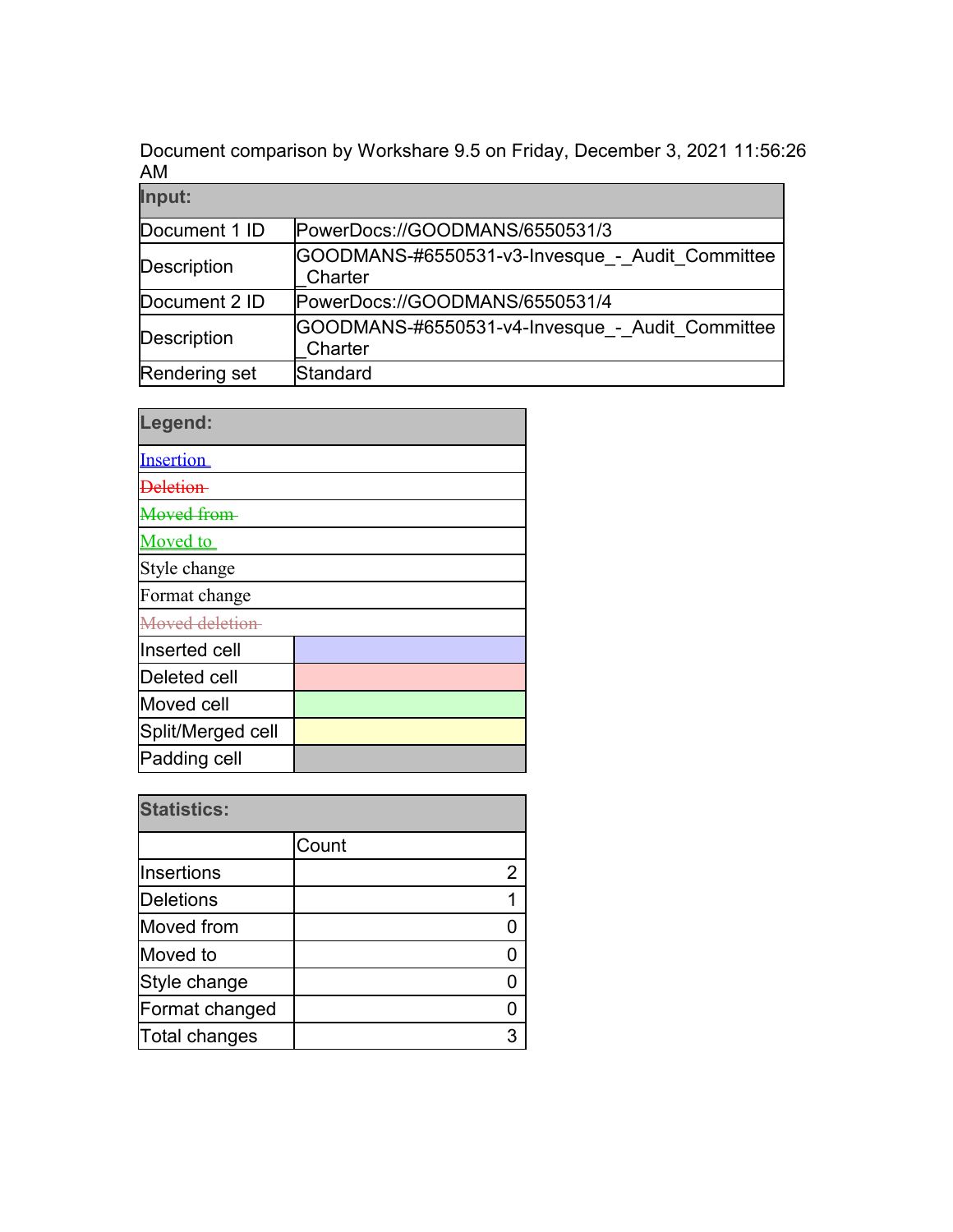Document comparison by Workshare 9.5 on Friday, December 3, 2021 11:56:26 AM

| Input: | |
|---|---|
| Document 1 ID | PowerDocs://GOODMANS/6550531/3 |
| Description | GOODMANS-#6550531-v3-Invesque_-_Audit_Committee_Charter |
| Document 2 ID | PowerDocs://GOODMANS/6550531/4 |
| Description | GOODMANS-#6550531-v4-Invesque_-_Audit_Committee_Charter |
| Rendering set | Standard |

| Legend: | |
|---|---|
| Insertion | |
| ~~Deletion~~ | |
| ~~Moved from~~ | |
| Moved to | |
| Style change | |
| Format change | |
| ~~Moved deletion~~ | |
| Inserted cell | |
| Deleted cell | |
| Moved cell | |
| Split/Merged cell | |
| Padding cell | |

| Statistics: | |
|---|---|
| | Count |
| Insertions | 2 |
| Deletions | 1 |
| Moved from | 0 |
| Moved to | 0 |
| Style change | 0 |
| Format changed | 0 |
| Total changes | 3 |